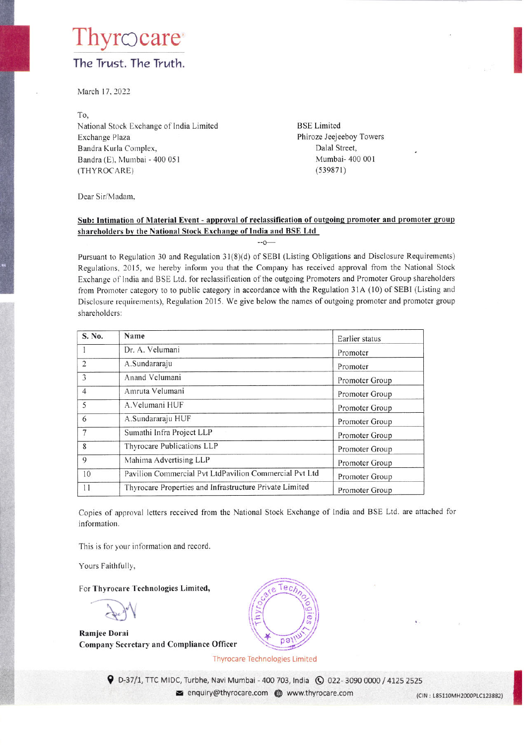# Thyrocare

The Trust. The Truth.

March 17, 2022

To,

National Stock Exchange of India Limited
Exchange Plaza
Bandra Kurla Complex,
Bandra (E), Mumbai - 400 051
(THYROCARE)

BSE Limited
Phiroze Jeejeeboy Towers
Dalal Street,
Mumbai- 400 001
(539871)

Dear Sir/Madam,

**Sub: Intimation of Material Event - approval of reclassification of outgoing promoter and promoter group shareholders by the National Stock Exchange of India and BSE Ltd**

--o—

Pursuant to Regulation 30 and Regulation 31(8)(d) of SEBI (Listing Obligations and Disclosure Requirements) Regulations, 2015, we hereby inform you that the Company has received approval from the National Stock Exchange of India and BSE Ltd. for reclassification of the outgoing Promoters and Promoter Group shareholders from Promoter category to to public category in accordance with the Regulation 31A (10) of SEBI (Listing and Disclosure requirements), Regulation 2015. We give below the names of outgoing promoter and promoter group shareholders:

| S. No. | Name | Earlier status |
|---|---|---|
| 1 | Dr. A. Velumani | Promoter |
| 2 | A.Sundararaju | Promoter |
| 3 | Anand Velumani | Promoter Group |
| 4 | Amruta Velumani | Promoter Group |
| 5 | A.Velumani HUF | Promoter Group |
| 6 | A.Sundararaju HUF | Promoter Group |
| 7 | Sumathi Infra Project LLP | Promoter Group |
| 8 | Thyrocare Publications LLP | Promoter Group |
| 9 | Mahima Advertising LLP | Promoter Group |
| 10 | Pavilion Commercial Pvt LtdPavilion Commercial Pvt Ltd | Promoter Group |
| 11 | Thyrocare Properties and Infrastructure Private Limited | Promoter Group |

Copies of approval letters received from the National Stock Exchange of India and BSE Ltd. are attached for information.

This is for your information and record.

Yours Faithfully,

For **Thyrocare Technologies Limited,**

**Ramjee Dorai**
**Company Secretary and Compliance Officer**

Thyrocare Technologies Limited

D-37/1, TTC MIDC, Turbhe, Navi Mumbai - 400 703, India 022- 3090 0000 / 4125 2525
enquiry@thyrocare.com www.thyrocare.com (CIN : L85110MH2000PLC123882)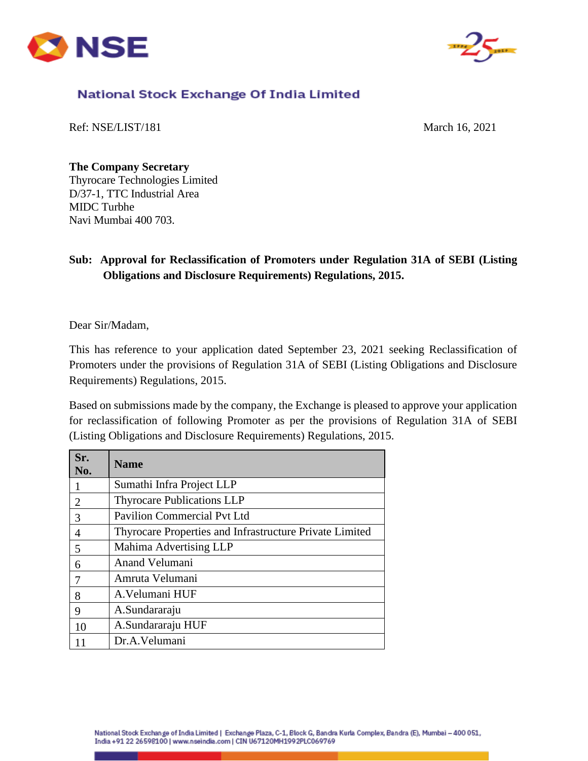**National Stock Exchange Of India Limited**

Ref: NSE/LIST/181 March 16, 2021

**The Company Secretary**
Thyrocare Technologies Limited
D/37-1, TTC Industrial Area
MIDC Turbhe
Navi Mumbai 400 703.

**Sub: Approval for Reclassification of Promoters under Regulation 31A of SEBI (Listing Obligations and Disclosure Requirements) Regulations, 2015.**

Dear Sir/Madam,

This has reference to your application dated September 23, 2021 seeking Reclassification of Promoters under the provisions of Regulation 31A of SEBI (Listing Obligations and Disclosure Requirements) Regulations, 2015.

Based on submissions made by the company, the Exchange is pleased to approve your application for reclassification of following Promoter as per the provisions of Regulation 31A of SEBI (Listing Obligations and Disclosure Requirements) Regulations, 2015.

| Sr. No. | Name |
|---|---|
| 1 | Sumathi Infra Project LLP |
| 2 | Thyrocare Publications LLP |
| 3 | Pavilion Commercial Pvt Ltd |
| 4 | Thyrocare Properties and Infrastructure Private Limited |
| 5 | Mahima Advertising LLP |
| 6 | Anand Velumani |
| 7 | Amruta Velumani |
| 8 | A.Velumani HUF |
| 9 | A.Sundararaju |
| 10 | A.Sundararaju HUF |
| 11 | Dr.A.Velumani |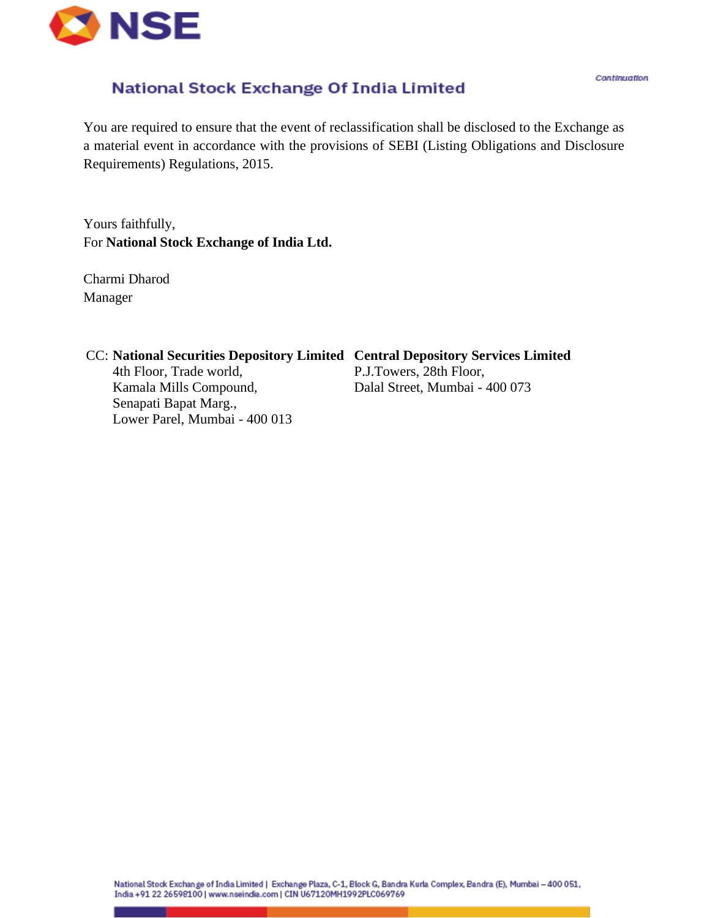Continuation

You are required to ensure that the event of reclassification shall be disclosed to the Exchange as a material event in accordance with the provisions of SEBI (Listing Obligations and Disclosure Requirements) Regulations, 2015.

Yours faithfully,
For **National Stock Exchange of India Ltd.**

Charmi Dharod
Manager

CC: **National Securities Depository Limited**
4th Floor, Trade world,
Kamala Mills Compound,
Senapati Bapat Marg.,
Lower Parel, Mumbai - 400 013

**Central Depository Services Limited**
P.J.Towers, 28th Floor,
Dalal Street, Mumbai - 400 073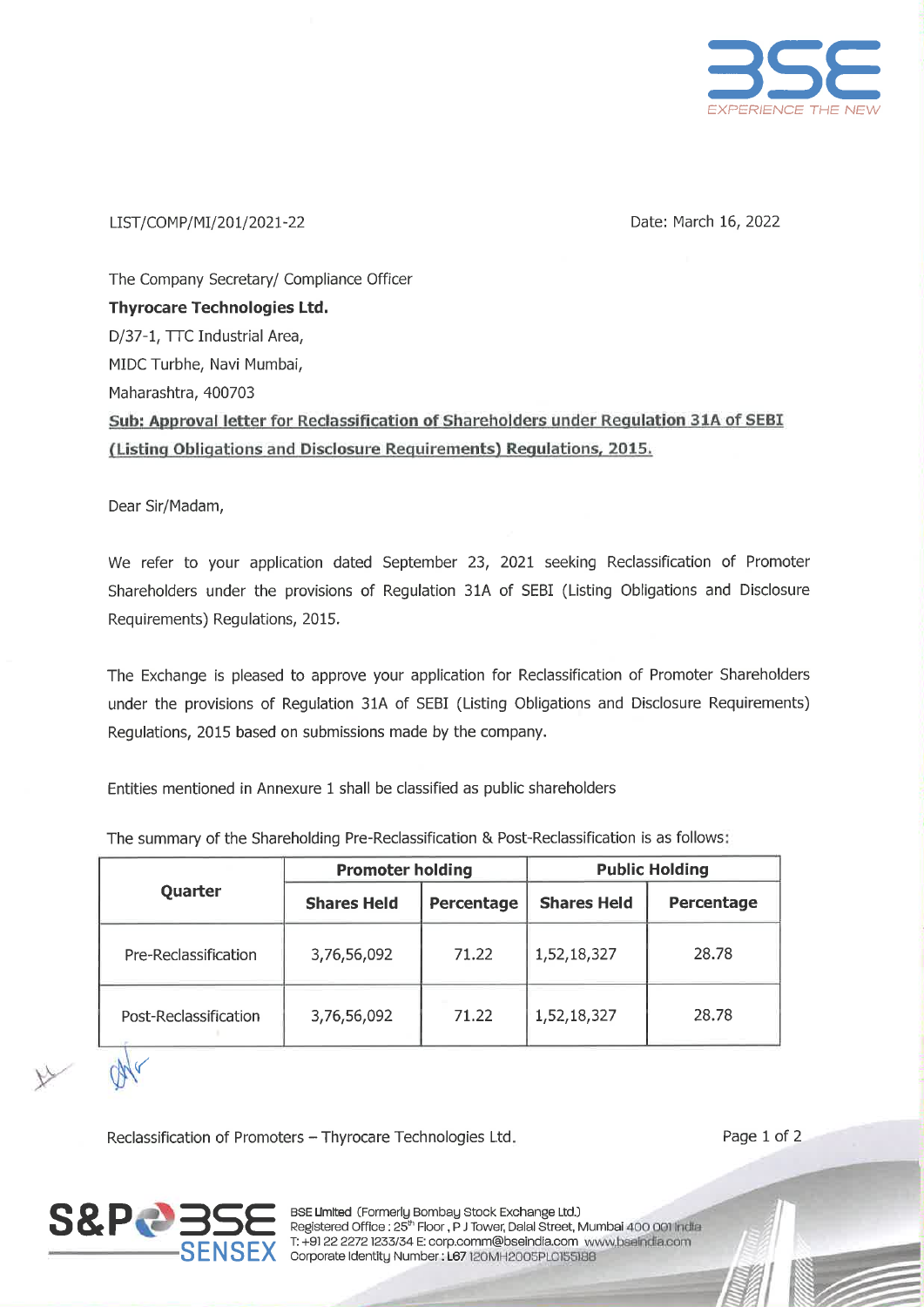LIST/COMP/MI/201/2021-22

Date: March 16, 2022

The Company Secretary/ Compliance Officer
**Thyrocare Technologies Ltd.**
D/37-1, TTC Industrial Area,
MIDC Turbhe, Navi Mumbai,
Maharashtra, 400703

**Sub: Approval letter for Reclassification of Shareholders under Regulation 31A of SEBI (Listing Obligations and Disclosure Requirements) Regulations, 2015.**

Dear Sir/Madam,

We refer to your application dated September 23, 2021 seeking Reclassification of Promoter Shareholders under the provisions of Regulation 31A of SEBI (Listing Obligations and Disclosure Requirements) Regulations, 2015.

The Exchange is pleased to approve your application for Reclassification of Promoter Shareholders under the provisions of Regulation 31A of SEBI (Listing Obligations and Disclosure Requirements) Regulations, 2015 based on submissions made by the company.

Entities mentioned in Annexure 1 shall be classified as public shareholders

The summary of the Shareholding Pre-Reclassification & Post-Reclassification is as follows:

| Quarter | Promoter holding | | Public Holding | |
|---|---|---|---|---|
| | Shares Held | Percentage | Shares Held | Percentage |
| Pre-Reclassification | 3,76,56,092 | 71.22 | 1,52,18,327 | 28.78 |
| Post-Reclassification | 3,76,56,092 | 71.22 | 1,52,18,327 | 28.78 |

Reclassification of Promoters – Thyrocare Technologies Ltd.

BSE Limited (Formerly Bombay Stock Exchange Ltd.)
Registered Office : 25th Floor, P J Tower, Dalal Street, Mumbai 400 001 India
T: +91 22 2272 1233/34 E: corp.comm@bseindia.com www.bseindia.com
Corporate Identity Number : L67120MH2005PLC155188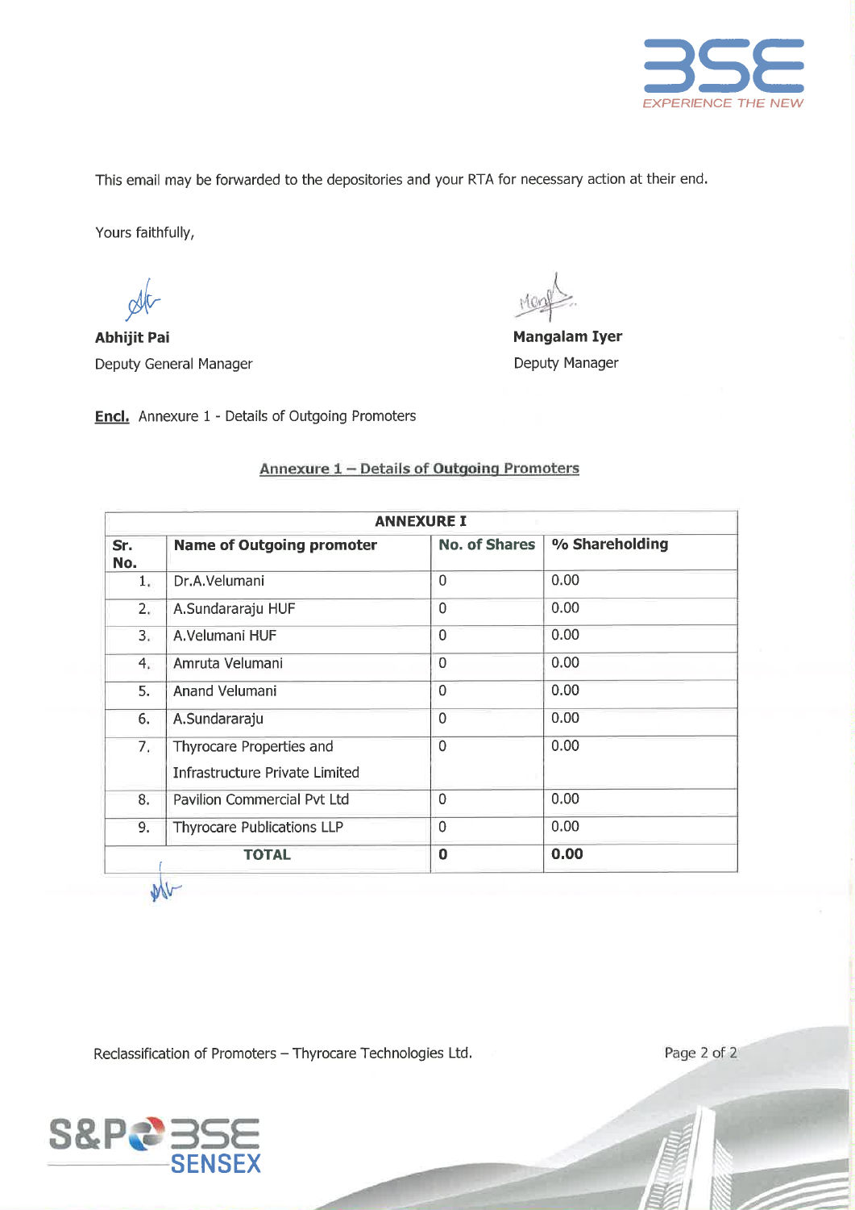This email may be forwarded to the depositories and your RTA for necessary action at their end.

Yours faithfully,

**Abhijit Pai**
Deputy General Manager

**Mangalam Iyer**
Deputy Manager

**Encl.** Annexure 1 - Details of Outgoing Promoters

**Annexure 1 – Details of Outgoing Promoters**

| ANNEXURE I | | | |
|---|---|---|---|
| **Sr. No.** | **Name of Outgoing promoter** | **No. of Shares** | **% Shareholding** |
| 1. | Dr.A.Velumani | 0 | 0.00 |
| 2. | A.Sundararaju HUF | 0 | 0.00 |
| 3. | A.Velumani HUF | 0 | 0.00 |
| 4. | Amruta Velumani | 0 | 0.00 |
| 5. | Anand Velumani | 0 | 0.00 |
| 6. | A.Sundararaju | 0 | 0.00 |
| 7. | Thyrocare Properties and Infrastructure Private Limited | 0 | 0.00 |
| 8. | Pavilion Commercial Pvt Ltd | 0 | 0.00 |
| 9. | Thyrocare Publications LLP | 0 | 0.00 |
| | **TOTAL** | **0** | **0.00** |

Reclassification of Promoters – Thyrocare Technologies Ltd.